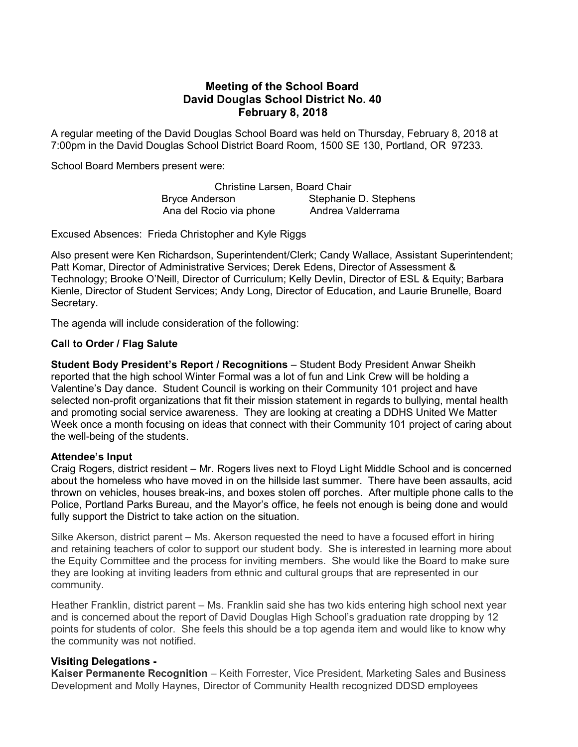# Meeting of the School Board
## David Douglas School District No. 40
## February 8, 2018

A regular meeting of the David Douglas School Board was held on Thursday, February 8, 2018 at 7:00pm in the David Douglas School District Board Room, 1500 SE 130, Portland, OR 97233.

School Board Members present were:

Christine Larsen, Board Chair
Bryce Anderson    Stephanie D. Stephens
Ana del Rocio via phone    Andrea Valderrama

Excused Absences: Frieda Christopher and Kyle Riggs

Also present were Ken Richardson, Superintendent/Clerk; Candy Wallace, Assistant Superintendent; Patt Komar, Director of Administrative Services; Derek Edens, Director of Assessment & Technology; Brooke O'Neill, Director of Curriculum; Kelly Devlin, Director of ESL & Equity; Barbara Kienle, Director of Student Services; Andy Long, Director of Education, and Laurie Brunelle, Board Secretary.

The agenda will include consideration of the following:

**Call to Order / Flag Salute**

**Student Body President's Report / Recognitions** – Student Body President Anwar Sheikh reported that the high school Winter Formal was a lot of fun and Link Crew will be holding a Valentine's Day dance. Student Council is working on their Community 101 project and have selected non-profit organizations that fit their mission statement in regards to bullying, mental health and promoting social service awareness. They are looking at creating a DDHS United We Matter Week once a month focusing on ideas that connect with their Community 101 project of caring about the well-being of the students.

**Attendee's Input**

Craig Rogers, district resident – Mr. Rogers lives next to Floyd Light Middle School and is concerned about the homeless who have moved in on the hillside last summer. There have been assaults, acid thrown on vehicles, houses break-ins, and boxes stolen off porches. After multiple phone calls to the Police, Portland Parks Bureau, and the Mayor's office, he feels not enough is being done and would fully support the District to take action on the situation.

Silke Akerson, district parent – Ms. Akerson requested the need to have a focused effort in hiring and retaining teachers of color to support our student body. She is interested in learning more about the Equity Committee and the process for inviting members. She would like the Board to make sure they are looking at inviting leaders from ethnic and cultural groups that are represented in our community.

Heather Franklin, district parent – Ms. Franklin said she has two kids entering high school next year and is concerned about the report of David Douglas High School's graduation rate dropping by 12 points for students of color. She feels this should be a top agenda item and would like to know why the community was not notified.

**Visiting Delegations -**

**Kaiser Permanente Recognition** – Keith Forrester, Vice President, Marketing Sales and Business Development and Molly Haynes, Director of Community Health recognized DDSD employees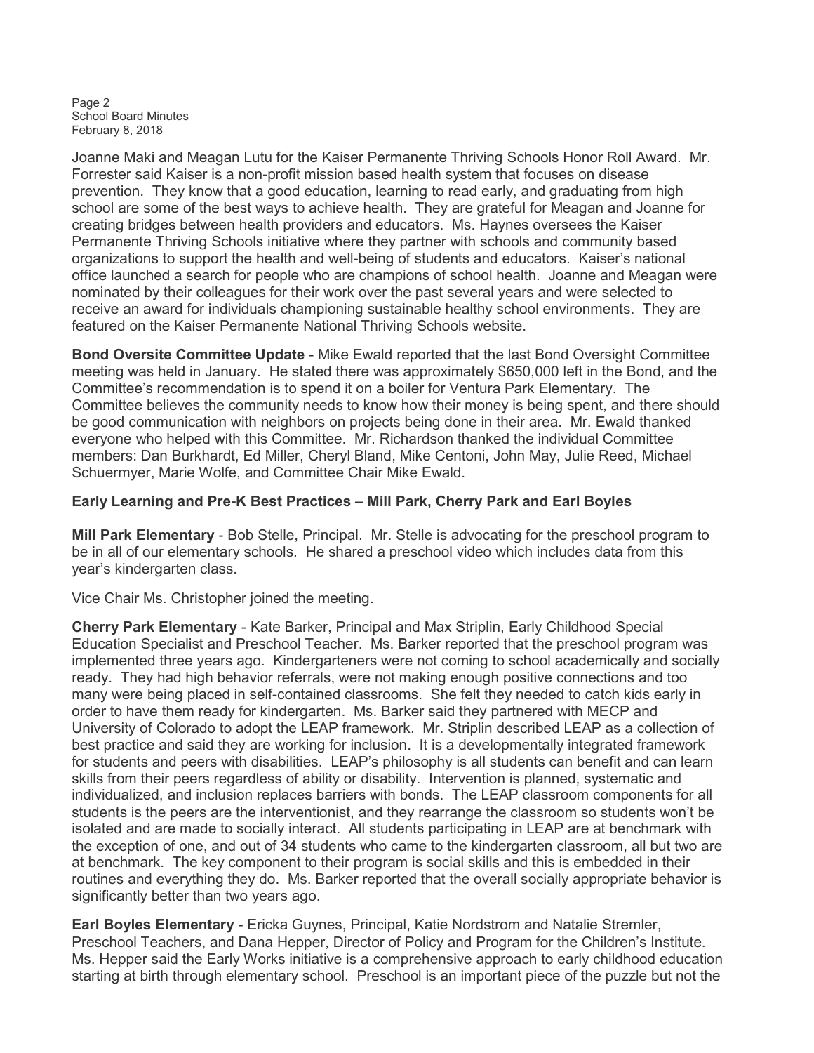Joanne Maki and Meagan Lutu for the Kaiser Permanente Thriving Schools Honor Roll Award. Mr. Forrester said Kaiser is a non-profit mission based health system that focuses on disease prevention. They know that a good education, learning to read early, and graduating from high school are some of the best ways to achieve health. They are grateful for Meagan and Joanne for creating bridges between health providers and educators. Ms. Haynes oversees the Kaiser Permanente Thriving Schools initiative where they partner with schools and community based organizations to support the health and well-being of students and educators. Kaiser's national office launched a search for people who are champions of school health. Joanne and Meagan were nominated by their colleagues for their work over the past several years and were selected to receive an award for individuals championing sustainable healthy school environments. They are featured on the Kaiser Permanente National Thriving Schools website.

**Bond Oversite Committee Update** - Mike Ewald reported that the last Bond Oversight Committee meeting was held in January. He stated there was approximately $650,000 left in the Bond, and the Committee's recommendation is to spend it on a boiler for Ventura Park Elementary. The Committee believes the community needs to know how their money is being spent, and there should be good communication with neighbors on projects being done in their area. Mr. Ewald thanked everyone who helped with this Committee. Mr. Richardson thanked the individual Committee members: Dan Burkhardt, Ed Miller, Cheryl Bland, Mike Centoni, John May, Julie Reed, Michael Schuermyer, Marie Wolfe, and Committee Chair Mike Ewald.

**Early Learning and Pre-K Best Practices – Mill Park, Cherry Park and Earl Boyles**

**Mill Park Elementary** - Bob Stelle, Principal. Mr. Stelle is advocating for the preschool program to be in all of our elementary schools. He shared a preschool video which includes data from this year's kindergarten class.

Vice Chair Ms. Christopher joined the meeting.

**Cherry Park Elementary** - Kate Barker, Principal and Max Striplin, Early Childhood Special Education Specialist and Preschool Teacher. Ms. Barker reported that the preschool program was implemented three years ago. Kindergarteners were not coming to school academically and socially ready. They had high behavior referrals, were not making enough positive connections and too many were being placed in self-contained classrooms. She felt they needed to catch kids early in order to have them ready for kindergarten. Ms. Barker said they partnered with MECP and University of Colorado to adopt the LEAP framework. Mr. Striplin described LEAP as a collection of best practice and said they are working for inclusion. It is a developmentally integrated framework for students and peers with disabilities. LEAP's philosophy is all students can benefit and can learn skills from their peers regardless of ability or disability. Intervention is planned, systematic and individualized, and inclusion replaces barriers with bonds. The LEAP classroom components for all students is the peers are the interventionist, and they rearrange the classroom so students won't be isolated and are made to socially interact. All students participating in LEAP are at benchmark with the exception of one, and out of 34 students who came to the kindergarten classroom, all but two are at benchmark. The key component to their program is social skills and this is embedded in their routines and everything they do. Ms. Barker reported that the overall socially appropriate behavior is significantly better than two years ago.

**Earl Boyles Elementary** - Ericka Guynes, Principal, Katie Nordstrom and Natalie Stremler, Preschool Teachers, and Dana Hepper, Director of Policy and Program for the Children's Institute. Ms. Hepper said the Early Works initiative is a comprehensive approach to early childhood education starting at birth through elementary school. Preschool is an important piece of the puzzle but not the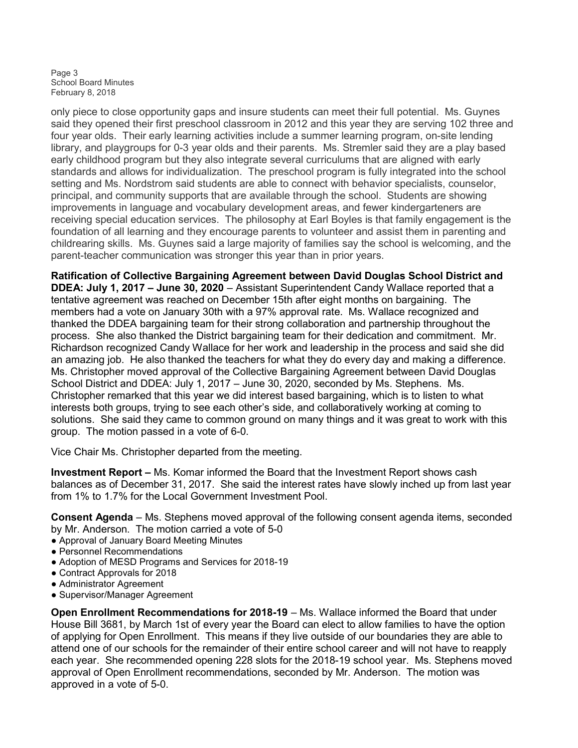only piece to close opportunity gaps and insure students can meet their full potential. Ms. Guynes said they opened their first preschool classroom in 2012 and this year they are serving 102 three and four year olds. Their early learning activities include a summer learning program, on-site lending library, and playgroups for 0-3 year olds and their parents. Ms. Stremler said they are a play based early childhood program but they also integrate several curriculums that are aligned with early standards and allows for individualization. The preschool program is fully integrated into the school setting and Ms. Nordstrom said students are able to connect with behavior specialists, counselor, principal, and community supports that are available through the school. Students are showing improvements in language and vocabulary development areas, and fewer kindergarteners are receiving special education services. The philosophy at Earl Boyles is that family engagement is the foundation of all learning and they encourage parents to volunteer and assist them in parenting and childrearing skills. Ms. Guynes said a large majority of families say the school is welcoming, and the parent-teacher communication was stronger this year than in prior years.

**Ratification of Collective Bargaining Agreement between David Douglas School District and DDEA: July 1, 2017 – June 30, 2020** – Assistant Superintendent Candy Wallace reported that a tentative agreement was reached on December 15th after eight months on bargaining. The members had a vote on January 30th with a 97% approval rate. Ms. Wallace recognized and thanked the DDEA bargaining team for their strong collaboration and partnership throughout the process. She also thanked the District bargaining team for their dedication and commitment. Mr. Richardson recognized Candy Wallace for her work and leadership in the process and said she did an amazing job. He also thanked the teachers for what they do every day and making a difference. Ms. Christopher moved approval of the Collective Bargaining Agreement between David Douglas School District and DDEA: July 1, 2017 – June 30, 2020, seconded by Ms. Stephens. Ms. Christopher remarked that this year we did interest based bargaining, which is to listen to what interests both groups, trying to see each other's side, and collaboratively working at coming to solutions. She said they came to common ground on many things and it was great to work with this group. The motion passed in a vote of 6-0.

Vice Chair Ms. Christopher departed from the meeting.

**Investment Report –** Ms. Komar informed the Board that the Investment Report shows cash balances as of December 31, 2017. She said the interest rates have slowly inched up from last year from 1% to 1.7% for the Local Government Investment Pool.

**Consent Agenda** – Ms. Stephens moved approval of the following consent agenda items, seconded by Mr. Anderson. The motion carried a vote of 5-0

- Approval of January Board Meeting Minutes
- Personnel Recommendations
- Adoption of MESD Programs and Services for 2018-19
- Contract Approvals for 2018
- Administrator Agreement
- Supervisor/Manager Agreement

**Open Enrollment Recommendations for 2018-19** – Ms. Wallace informed the Board that under House Bill 3681, by March 1st of every year the Board can elect to allow families to have the option of applying for Open Enrollment. This means if they live outside of our boundaries they are able to attend one of our schools for the remainder of their entire school career and will not have to reapply each year. She recommended opening 228 slots for the 2018-19 school year. Ms. Stephens moved approval of Open Enrollment recommendations, seconded by Mr. Anderson. The motion was approved in a vote of 5-0.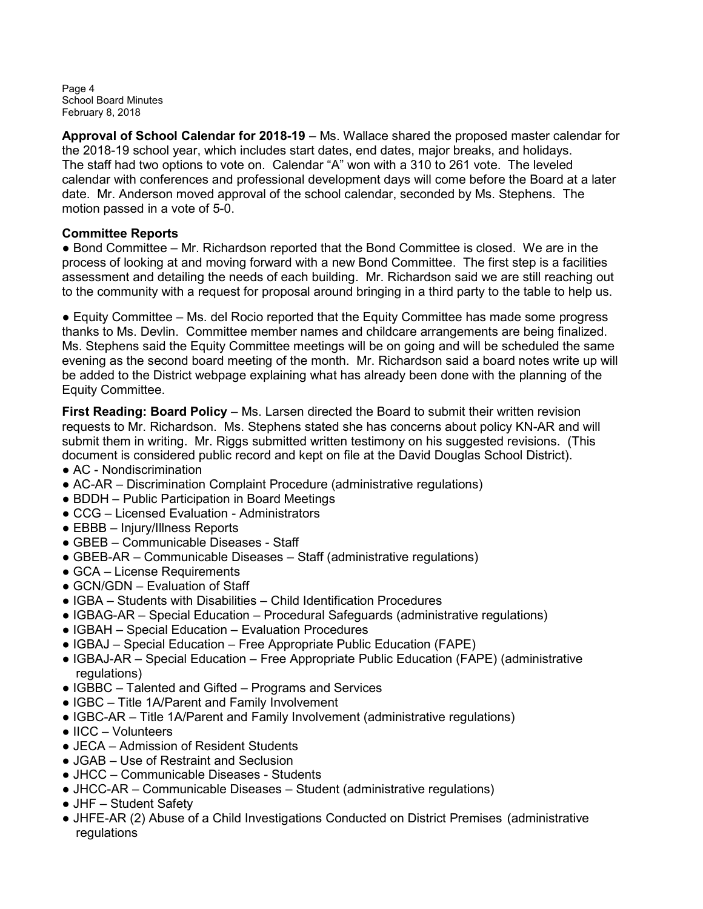**Approval of School Calendar for 2018-19** – Ms. Wallace shared the proposed master calendar for the 2018-19 school year, which includes start dates, end dates, major breaks, and holidays. The staff had two options to vote on. Calendar "A" won with a 310 to 261 vote. The leveled calendar with conferences and professional development days will come before the Board at a later date. Mr. Anderson moved approval of the school calendar, seconded by Ms. Stephens. The motion passed in a vote of 5-0.

**Committee Reports**

● Bond Committee – Mr. Richardson reported that the Bond Committee is closed. We are in the process of looking at and moving forward with a new Bond Committee. The first step is a facilities assessment and detailing the needs of each building. Mr. Richardson said we are still reaching out to the community with a request for proposal around bringing in a third party to the table to help us.

● Equity Committee – Ms. del Rocio reported that the Equity Committee has made some progress thanks to Ms. Devlin. Committee member names and childcare arrangements are being finalized. Ms. Stephens said the Equity Committee meetings will be on going and will be scheduled the same evening as the second board meeting of the month. Mr. Richardson said a board notes write up will be added to the District webpage explaining what has already been done with the planning of the Equity Committee.

**First Reading: Board Policy** – Ms. Larsen directed the Board to submit their written revision requests to Mr. Richardson. Ms. Stephens stated she has concerns about policy KN-AR and will submit them in writing. Mr. Riggs submitted written testimony on his suggested revisions. (This document is considered public record and kept on file at the David Douglas School District).

- AC - Nondiscrimination
- AC-AR – Discrimination Complaint Procedure (administrative regulations)
- BDDH – Public Participation in Board Meetings
- CCG – Licensed Evaluation - Administrators
- EBBB – Injury/Illness Reports
- GBEB – Communicable Diseases - Staff
- GBEB-AR – Communicable Diseases – Staff (administrative regulations)
- GCA – License Requirements
- GCN/GDN – Evaluation of Staff
- IGBA – Students with Disabilities – Child Identification Procedures
- IGBAG-AR – Special Education – Procedural Safeguards (administrative regulations)
- IGBAH – Special Education – Evaluation Procedures
- IGBAJ – Special Education – Free Appropriate Public Education (FAPE)
- IGBAJ-AR – Special Education – Free Appropriate Public Education (FAPE) (administrative regulations)
- IGBBC – Talented and Gifted – Programs and Services
- IGBC – Title 1A/Parent and Family Involvement
- IGBC-AR – Title 1A/Parent and Family Involvement (administrative regulations)
- IICC – Volunteers
- JECA – Admission of Resident Students
- JGAB – Use of Restraint and Seclusion
- JHCC – Communicable Diseases - Students
- JHCC-AR – Communicable Diseases – Student (administrative regulations)
- JHF – Student Safety
- JHFE-AR (2) Abuse of a Child Investigations Conducted on District Premises (administrative regulations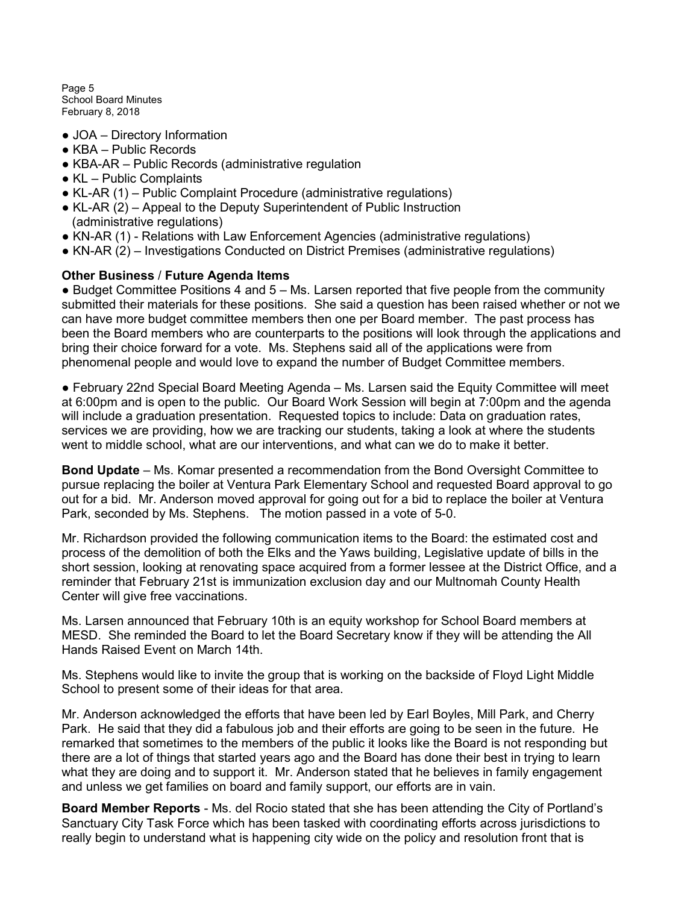- JOA – Directory Information
- KBA – Public Records
- KBA-AR – Public Records (administrative regulation
- KL – Public Complaints
- KL-AR (1) – Public Complaint Procedure (administrative regulations)
- KL-AR (2) – Appeal to the Deputy Superintendent of Public Instruction (administrative regulations)
- KN-AR (1) - Relations with Law Enforcement Agencies (administrative regulations)
- KN-AR (2) – Investigations Conducted on District Premises (administrative regulations)

**Other Business / Future Agenda Items**

- Budget Committee Positions 4 and 5 – Ms. Larsen reported that five people from the community submitted their materials for these positions. She said a question has been raised whether or not we can have more budget committee members then one per Board member. The past process has been the Board members who are counterparts to the positions will look through the applications and bring their choice forward for a vote. Ms. Stephens said all of the applications were from phenomenal people and would love to expand the number of Budget Committee members.

- February 22nd Special Board Meeting Agenda – Ms. Larsen said the Equity Committee will meet at 6:00pm and is open to the public. Our Board Work Session will begin at 7:00pm and the agenda will include a graduation presentation. Requested topics to include: Data on graduation rates, services we are providing, how we are tracking our students, taking a look at where the students went to middle school, what are our interventions, and what can we do to make it better.

**Bond Update** – Ms. Komar presented a recommendation from the Bond Oversight Committee to pursue replacing the boiler at Ventura Park Elementary School and requested Board approval to go out for a bid. Mr. Anderson moved approval for going out for a bid to replace the boiler at Ventura Park, seconded by Ms. Stephens. The motion passed in a vote of 5-0.

Mr. Richardson provided the following communication items to the Board: the estimated cost and process of the demolition of both the Elks and the Yaws building, Legislative update of bills in the short session, looking at renovating space acquired from a former lessee at the District Office, and a reminder that February 21st is immunization exclusion day and our Multnomah County Health Center will give free vaccinations.

Ms. Larsen announced that February 10th is an equity workshop for School Board members at MESD. She reminded the Board to let the Board Secretary know if they will be attending the All Hands Raised Event on March 14th.

Ms. Stephens would like to invite the group that is working on the backside of Floyd Light Middle School to present some of their ideas for that area.

Mr. Anderson acknowledged the efforts that have been led by Earl Boyles, Mill Park, and Cherry Park. He said that they did a fabulous job and their efforts are going to be seen in the future. He remarked that sometimes to the members of the public it looks like the Board is not responding but there are a lot of things that started years ago and the Board has done their best in trying to learn what they are doing and to support it. Mr. Anderson stated that he believes in family engagement and unless we get families on board and family support, our efforts are in vain.

**Board Member Reports** - Ms. del Rocio stated that she has been attending the City of Portland's Sanctuary City Task Force which has been tasked with coordinating efforts across jurisdictions to really begin to understand what is happening city wide on the policy and resolution front that is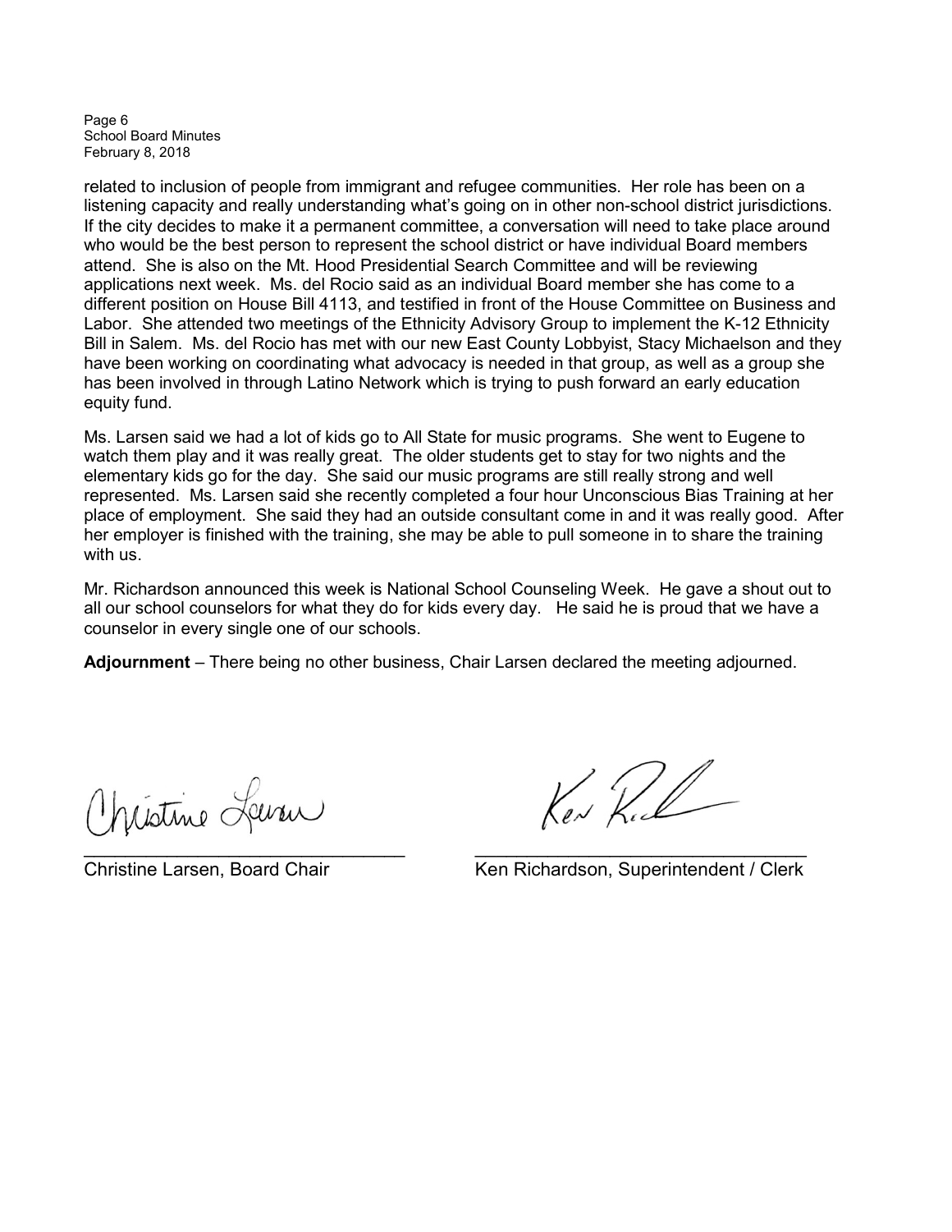related to inclusion of people from immigrant and refugee communities. Her role has been on a listening capacity and really understanding what's going on in other non-school district jurisdictions. If the city decides to make it a permanent committee, a conversation will need to take place around who would be the best person to represent the school district or have individual Board members attend. She is also on the Mt. Hood Presidential Search Committee and will be reviewing applications next week. Ms. del Rocio said as an individual Board member she has come to a different position on House Bill 4113, and testified in front of the House Committee on Business and Labor. She attended two meetings of the Ethnicity Advisory Group to implement the K-12 Ethnicity Bill in Salem. Ms. del Rocio has met with our new East County Lobbyist, Stacy Michaelson and they have been working on coordinating what advocacy is needed in that group, as well as a group she has been involved in through Latino Network which is trying to push forward an early education equity fund.

Ms. Larsen said we had a lot of kids go to All State for music programs. She went to Eugene to watch them play and it was really great. The older students get to stay for two nights and the elementary kids go for the day. She said our music programs are still really strong and well represented. Ms. Larsen said she recently completed a four hour Unconscious Bias Training at her place of employment. She said they had an outside consultant come in and it was really good. After her employer is finished with the training, she may be able to pull someone in to share the training with us.

Mr. Richardson announced this week is National School Counseling Week. He gave a shout out to all our school counselors for what they do for kids every day. He said he is proud that we have a counselor in every single one of our schools.

**Adjournment** – There being no other business, Chair Larsen declared the meeting adjourned.

Christine Larsen, Board Chair

Ken Richardson, Superintendent / Clerk